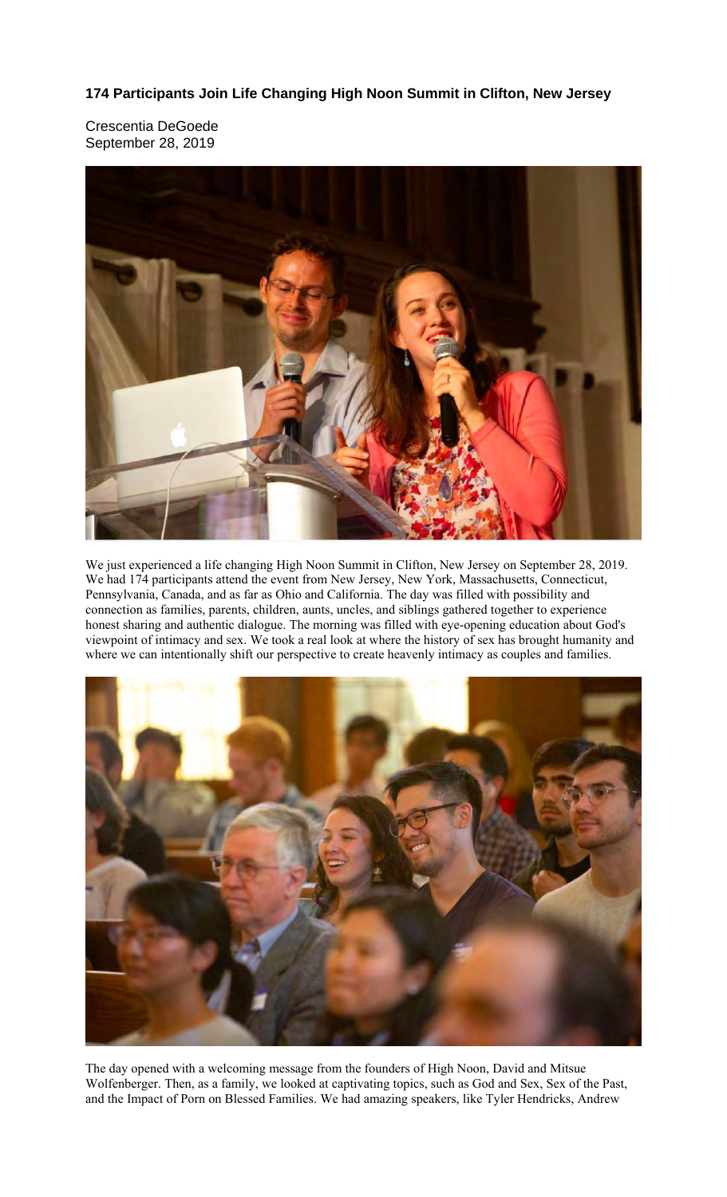**174 Participants Join Life Changing High Noon Summit in Clifton, New Jersey**

Crescentia DeGoede
September 28, 2019

We just experienced a life changing High Noon Summit in Clifton, New Jersey on September 28, 2019. We had 174 participants attend the event from New Jersey, New York, Massachusetts, Connecticut, Pennsylvania, Canada, and as far as Ohio and California. The day was filled with possibility and connection as families, parents, children, aunts, uncles, and siblings gathered together to experience honest sharing and authentic dialogue. The morning was filled with eye-opening education about God's viewpoint of intimacy and sex. We took a real look at where the history of sex has brought humanity and where we can intentionally shift our perspective to create heavenly intimacy as couples and families.

The day opened with a welcoming message from the founders of High Noon, David and Mitsue Wolfenberger. Then, as a family, we looked at captivating topics, such as God and Sex, Sex of the Past, and the Impact of Porn on Blessed Families. We had amazing speakers, like Tyler Hendricks, Andrew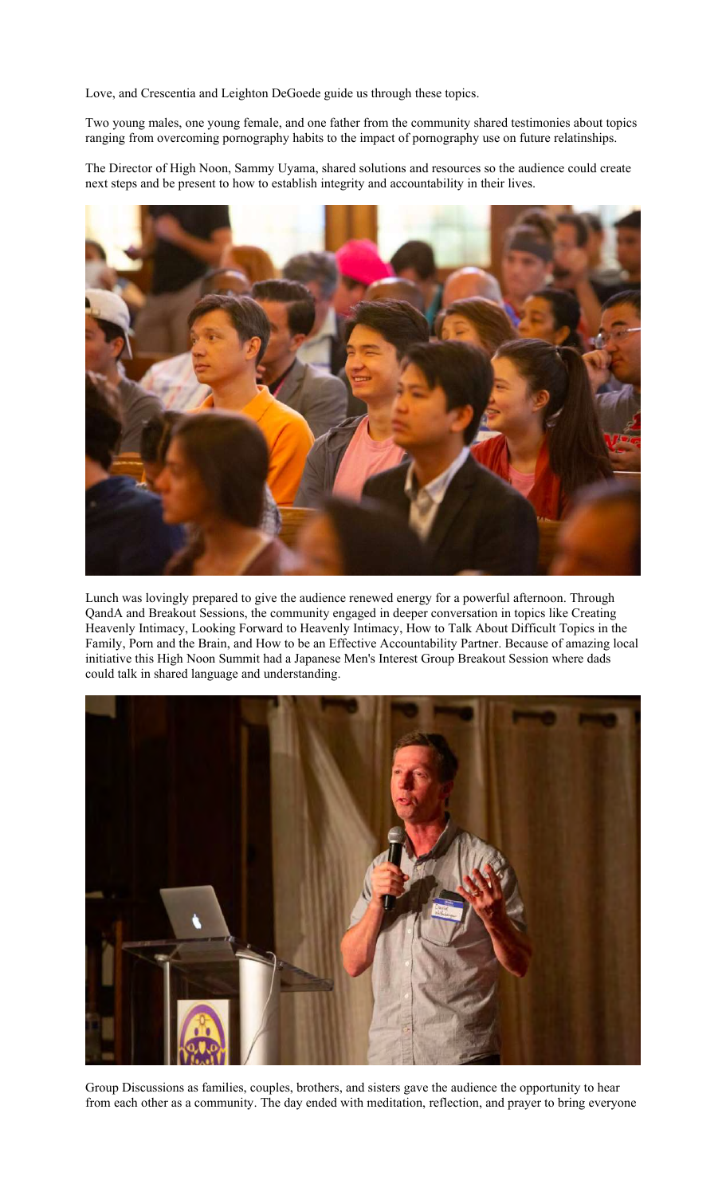Love, and Crescentia and Leighton DeGoede guide us through these topics.

Two young males, one young female, and one father from the community shared testimonies about topics ranging from overcoming pornography habits to the impact of pornography use on future relatinships.

The Director of High Noon, Sammy Uyama, shared solutions and resources so the audience could create next steps and be present to how to establish integrity and accountability in their lives.

Lunch was lovingly prepared to give the audience renewed energy for a powerful afternoon. Through QandA and Breakout Sessions, the community engaged in deeper conversation in topics like Creating Heavenly Intimacy, Looking Forward to Heavenly Intimacy, How to Talk About Difficult Topics in the Family, Porn and the Brain, and How to be an Effective Accountability Partner. Because of amazing local initiative this High Noon Summit had a Japanese Men's Interest Group Breakout Session where dads could talk in shared language and understanding.

Group Discussions as families, couples, brothers, and sisters gave the audience the opportunity to hear from each other as a community. The day ended with meditation, reflection, and prayer to bring everyone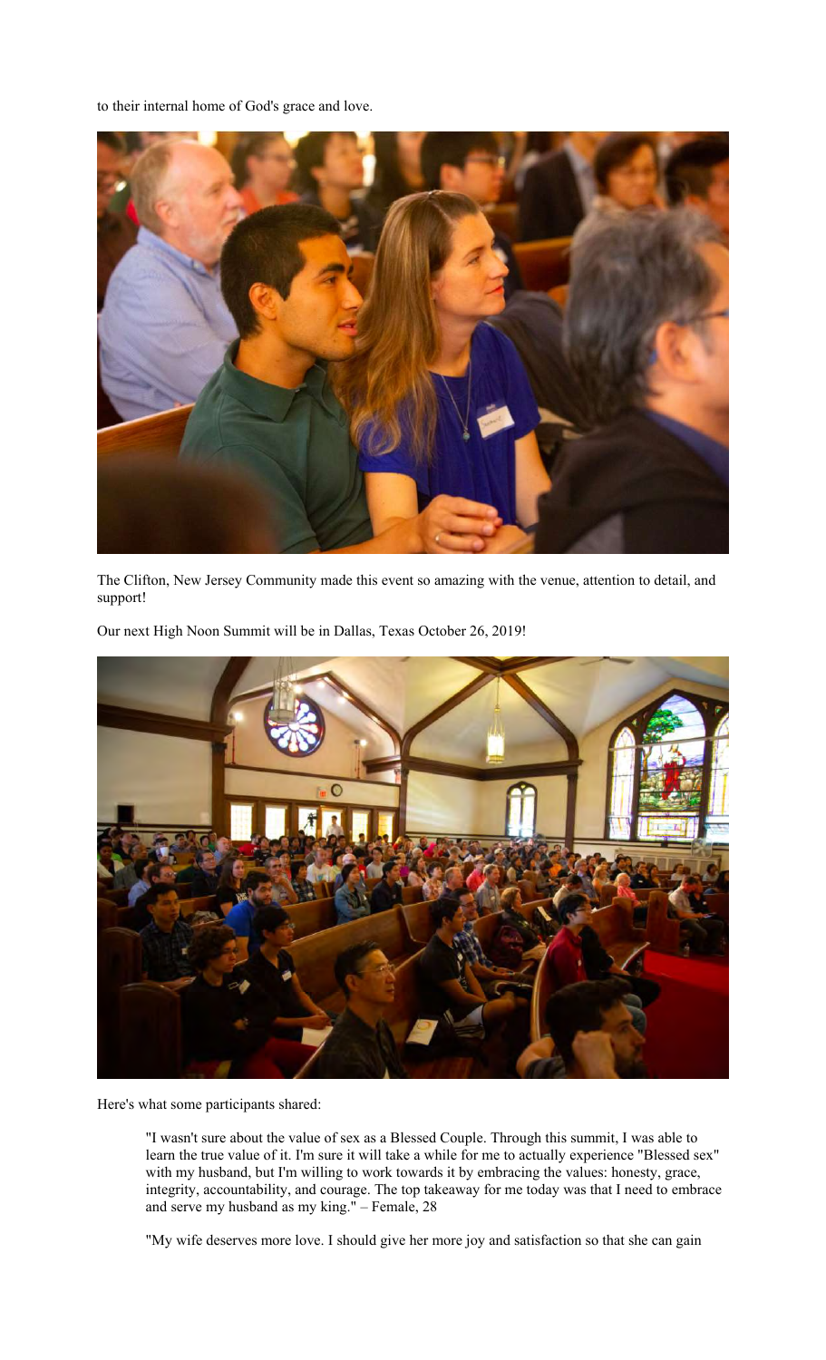to their internal home of God's grace and love.

The Clifton, New Jersey Community made this event so amazing with the venue, attention to detail, and support!

Our next High Noon Summit will be in Dallas, Texas October 26, 2019!

Here's what some participants shared:

> "I wasn't sure about the value of sex as a Blessed Couple. Through this summit, I was able to learn the true value of it. I'm sure it will take a while for me to actually experience "Blessed sex" with my husband, but I'm willing to work towards it by embracing the values: honesty, grace, integrity, accountability, and courage. The top takeaway for me today was that I need to embrace and serve my husband as my king." – Female, 28

> "My wife deserves more love. I should give her more joy and satisfaction so that she can gain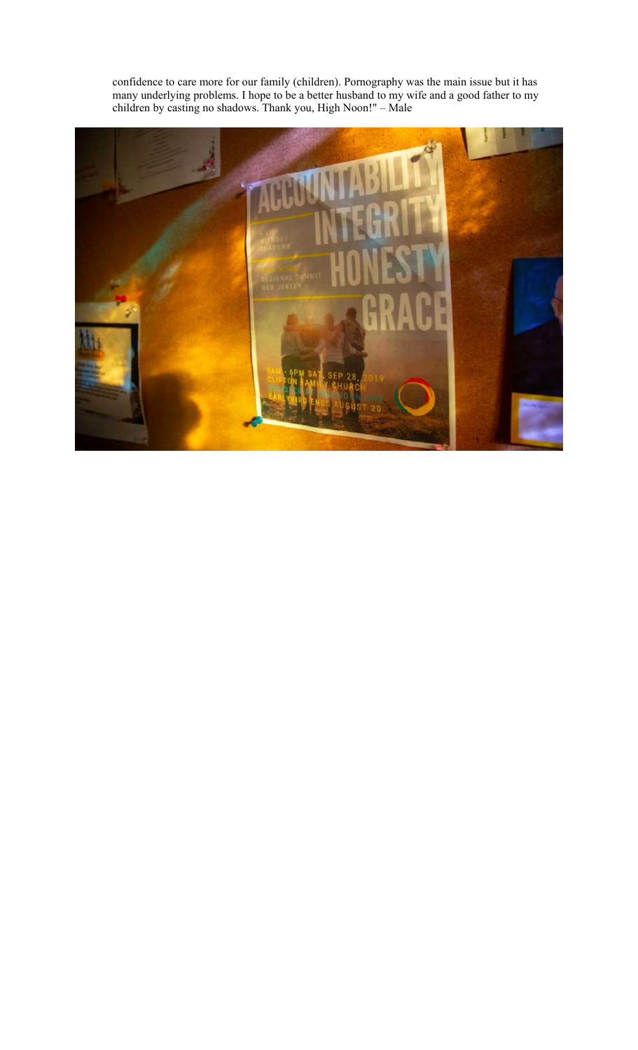confidence to care more for our family (children). Pornography was the main issue but it has many underlying problems. I hope to be a better husband to my wife and a good father to my children by casting no shadows. Thank you, High Noon!" – Male